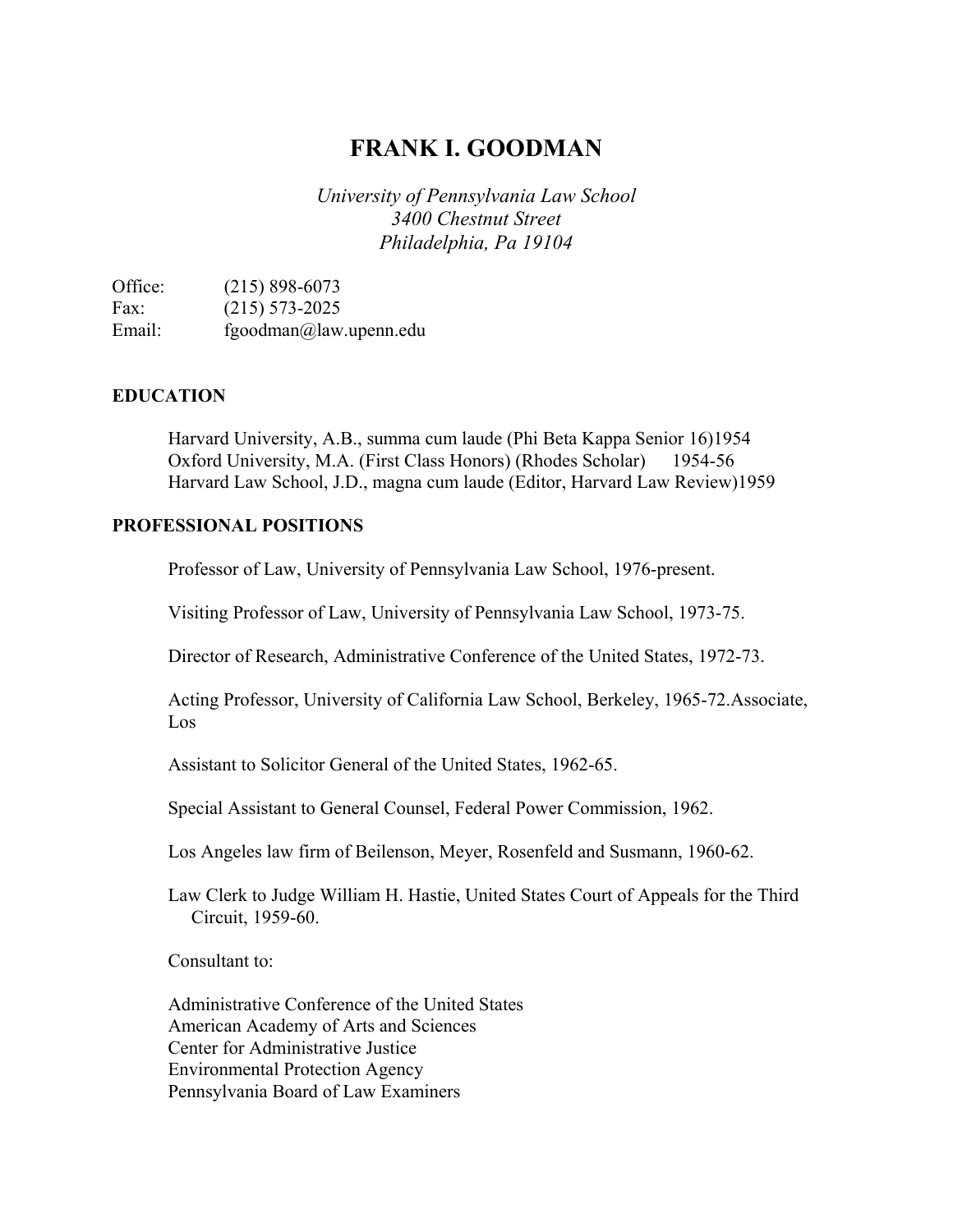# FRANK I. GOODMAN

*University of Pennsylvania Law School*
*3400 Chestnut Street*
*Philadelphia, Pa 19104*

Office: (215) 898-6073
Fax: (215) 573-2025
Email: fgoodman@law.upenn.edu

## EDUCATION

Harvard University, A.B., summa cum laude (Phi Beta Kappa Senior 16)1954
Oxford University, M.A. (First Class Honors) (Rhodes Scholar) 1954-56
Harvard Law School, J.D., magna cum laude (Editor, Harvard Law Review)1959

## PROFESSIONAL POSITIONS

Professor of Law, University of Pennsylvania Law School, 1976-present.

Visiting Professor of Law, University of Pennsylvania Law School, 1973-75.

Director of Research, Administrative Conference of the United States, 1972-73.

Acting Professor, University of California Law School, Berkeley, 1965-72.Associate, Los

Assistant to Solicitor General of the United States, 1962-65.

Special Assistant to General Counsel, Federal Power Commission, 1962.

Los Angeles law firm of Beilenson, Meyer, Rosenfeld and Susmann, 1960-62.

Law Clerk to Judge William H. Hastie, United States Court of Appeals for the Third Circuit, 1959-60.

Consultant to:

Administrative Conference of the United States
American Academy of Arts and Sciences
Center for Administrative Justice
Environmental Protection Agency
Pennsylvania Board of Law Examiners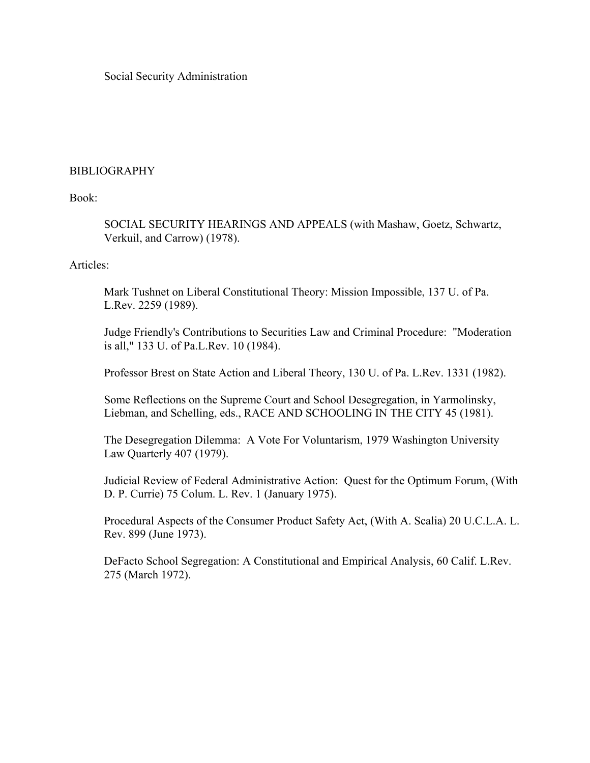Social Security Administration

BIBLIOGRAPHY

Book:

SOCIAL SECURITY HEARINGS AND APPEALS (with Mashaw, Goetz, Schwartz, Verkuil, and Carrow) (1978).

Articles:

Mark Tushnet on Liberal Constitutional Theory: Mission Impossible, 137 U. of Pa. L.Rev. 2259 (1989).

Judge Friendly's Contributions to Securities Law and Criminal Procedure: "Moderation is all," 133 U. of Pa.L.Rev. 10 (1984).

Professor Brest on State Action and Liberal Theory, 130 U. of Pa. L.Rev. 1331 (1982).

Some Reflections on the Supreme Court and School Desegregation, in Yarmolinsky, Liebman, and Schelling, eds., RACE AND SCHOOLING IN THE CITY 45 (1981).

The Desegregation Dilemma: A Vote For Voluntarism, 1979 Washington University Law Quarterly 407 (1979).

Judicial Review of Federal Administrative Action: Quest for the Optimum Forum, (With D. P. Currie) 75 Colum. L. Rev. 1 (January 1975).

Procedural Aspects of the Consumer Product Safety Act, (With A. Scalia) 20 U.C.L.A. L. Rev. 899 (June 1973).

DeFacto School Segregation: A Constitutional and Empirical Analysis, 60 Calif. L.Rev. 275 (March 1972).